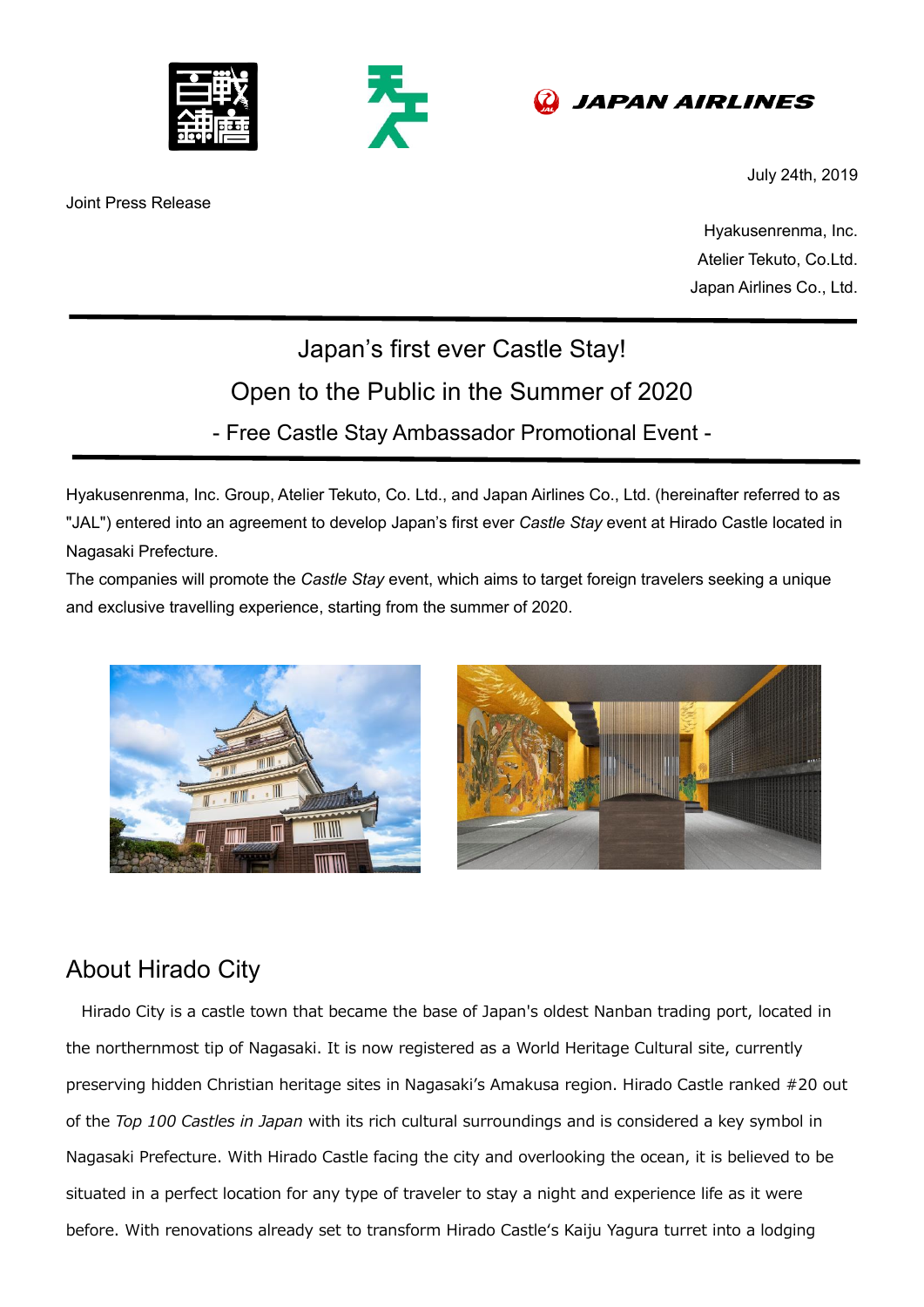July 24th, 2019

Joint Press Release

Hyakusenrenma, Inc.
Atelier Tekuto, Co.Ltd.
Japan Airlines Co., Ltd.

# Japan's first ever Castle Stay!

# Open to the Public in the Summer of 2020

## - Free Castle Stay Ambassador Promotional Event -

Hyakusenrenma, Inc. Group, Atelier Tekuto, Co. Ltd., and Japan Airlines Co., Ltd. (hereinafter referred to as "JAL") entered into an agreement to develop Japan's first ever *Castle Stay* event at Hirado Castle located in Nagasaki Prefecture.

The companies will promote the *Castle Stay* event, which aims to target foreign travelers seeking a unique and exclusive travelling experience, starting from the summer of 2020.

## About Hirado City

Hirado City is a castle town that became the base of Japan's oldest Nanban trading port, located in the northernmost tip of Nagasaki. It is now registered as a World Heritage Cultural site, currently preserving hidden Christian heritage sites in Nagasaki's Amakusa region. Hirado Castle ranked #20 out of the *Top 100 Castles in Japan* with its rich cultural surroundings and is considered a key symbol in Nagasaki Prefecture. With Hirado Castle facing the city and overlooking the ocean, it is believed to be situated in a perfect location for any type of traveler to stay a night and experience life as it were before. With renovations already set to transform Hirado Castle's Kaiju Yagura turret into a lodging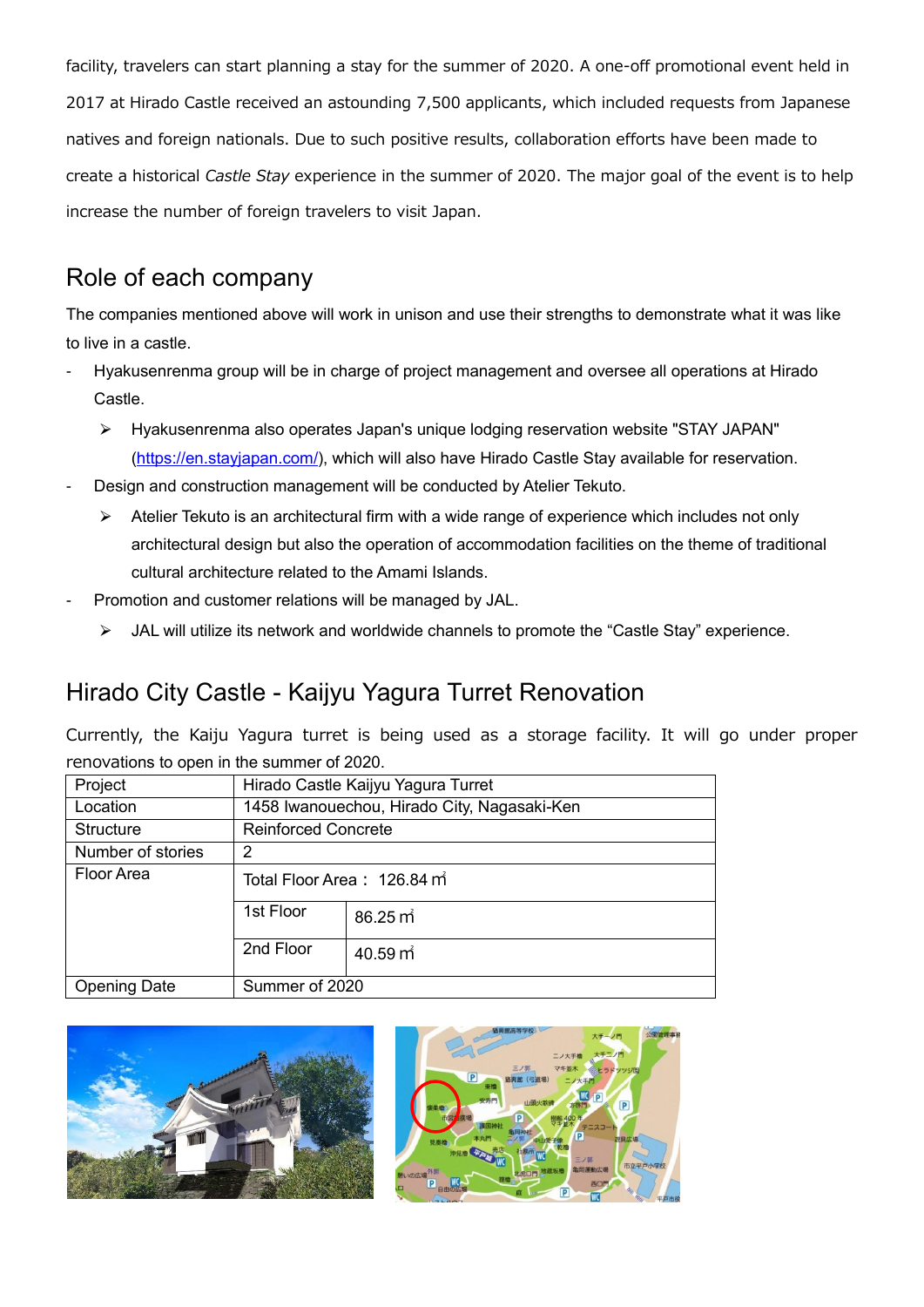facility, travelers can start planning a stay for the summer of 2020. A one-off promotional event held in 2017 at Hirado Castle received an astounding 7,500 applicants, which included requests from Japanese natives and foreign nationals. Due to such positive results, collaboration efforts have been made to create a historical *Castle Stay* experience in the summer of 2020. The major goal of the event is to help increase the number of foreign travelers to visit Japan.

## Role of each company

The companies mentioned above will work in unison and use their strengths to demonstrate what it was like to live in a castle.

- Hyakusenrenma group will be in charge of project management and oversee all operations at Hirado Castle.
  - Hyakusenrenma also operates Japan's unique lodging reservation website "STAY JAPAN" (https://en.stayjapan.com/), which will also have Hirado Castle Stay available for reservation.
- Design and construction management will be conducted by Atelier Tekuto.
  - Atelier Tekuto is an architectural firm with a wide range of experience which includes not only architectural design but also the operation of accommodation facilities on the theme of traditional cultural architecture related to the Amami Islands.
- Promotion and customer relations will be managed by JAL.
  - JAL will utilize its network and worldwide channels to promote the "Castle Stay" experience.

## Hirado City Castle - Kaijyu Yagura Turret Renovation

Currently, the Kaiju Yagura turret is being used as a storage facility. It will go under proper renovations to open in the summer of 2020.

| | | |
|---|---|---|
| Project | Hirado Castle Kaijyu Yagura Turret | |
| Location | 1458 Iwanouechou, Hirado City, Nagasaki-Ken | |
| Structure | Reinforced Concrete | |
| Number of stories | 2 | |
| Floor Area | Total Floor Area： 126.84 ㎡ | |
| | 1st Floor | 86.25 ㎡ |
| | 2nd Floor | 40.59 ㎡ |
| Opening Date | Summer of 2020 | |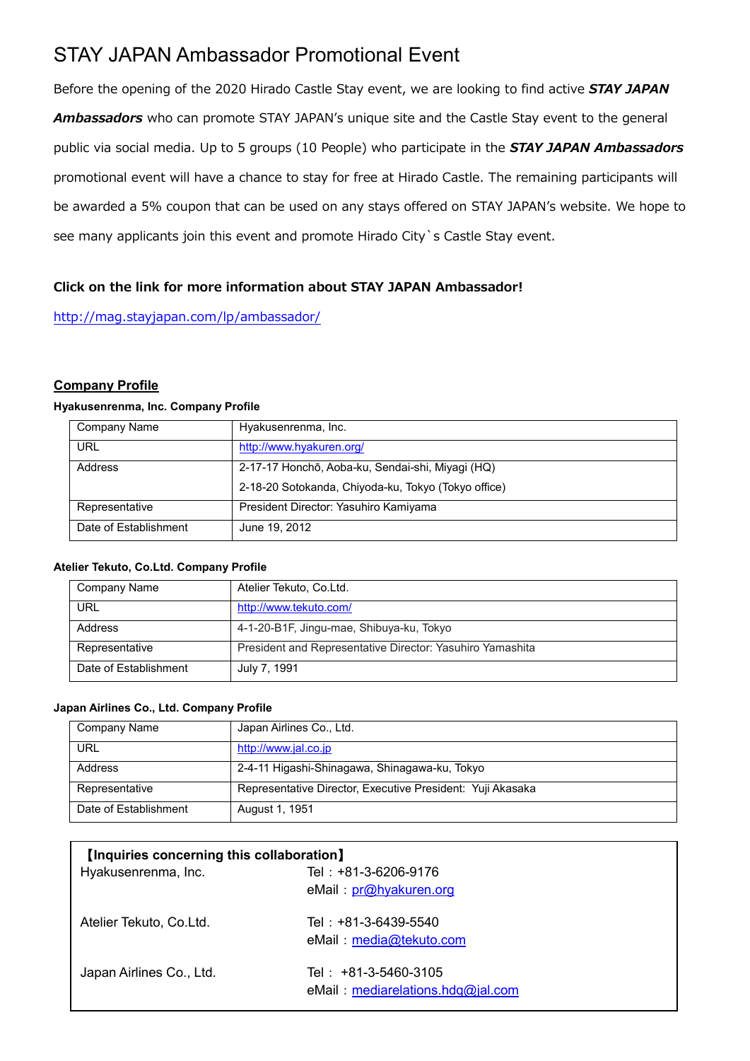# STAY JAPAN Ambassador Promotional Event

Before the opening of the 2020 Hirado Castle Stay event, we are looking to find active ***STAY JAPAN Ambassadors*** who can promote STAY JAPAN's unique site and the Castle Stay event to the general public via social media. Up to 5 groups (10 People) who participate in the ***STAY JAPAN Ambassadors*** promotional event will have a chance to stay for free at Hirado Castle. The remaining participants will be awarded a 5% coupon that can be used on any stays offered on STAY JAPAN's website. We hope to see many applicants join this event and promote Hirado City`s Castle Stay event.

**Click on the link for more information about STAY JAPAN Ambassador!**

http://mag.stayjapan.com/lp/ambassador/

## Company Profile

**Hyakusenrenma, Inc. Company Profile**

| | |
|---|---|
| Company Name | Hyakusenrenma, Inc. |
| URL | http://www.hyakuren.org/ |
| Address | 2-17-17 Honchō, Aoba-ku, Sendai-shi, Miyagi (HQ)<br>2-18-20 Sotokanda, Chiyoda-ku, Tokyo (Tokyo office) |
| Representative | President Director: Yasuhiro Kamiyama |
| Date of Establishment | June 19, 2012 |

**Atelier Tekuto, Co.Ltd. Company Profile**

| | |
|---|---|
| Company Name | Atelier Tekuto, Co.Ltd. |
| URL | http://www.tekuto.com/ |
| Address | 4-1-20-B1F, Jingu-mae, Shibuya-ku, Tokyo |
| Representative | President and Representative Director: Yasuhiro Yamashita |
| Date of Establishment | July 7, 1991 |

**Japan Airlines Co., Ltd. Company Profile**

| | |
|---|---|
| Company Name | Japan Airlines Co., Ltd. |
| URL | http://www.jal.co.jp |
| Address | 2-4-11 Higashi-Shinagawa, Shinagawa-ku, Tokyo |
| Representative | Representative Director, Executive President: Yuji Akasaka |
| Date of Establishment | August 1, 1951 |

**【Inquiries concerning this collaboration】**

| | |
|---|---|
| Hyakusenrenma, Inc. | Tel：+81-3-6206-9176<br>eMail：pr@hyakuren.org |
| Atelier Tekuto, Co.Ltd. | Tel：+81-3-6439-5540<br>eMail：media@tekuto.com |
| Japan Airlines Co., Ltd. | Tel： +81-3-5460-3105<br>eMail：mediarelations.hdq@jal.com |